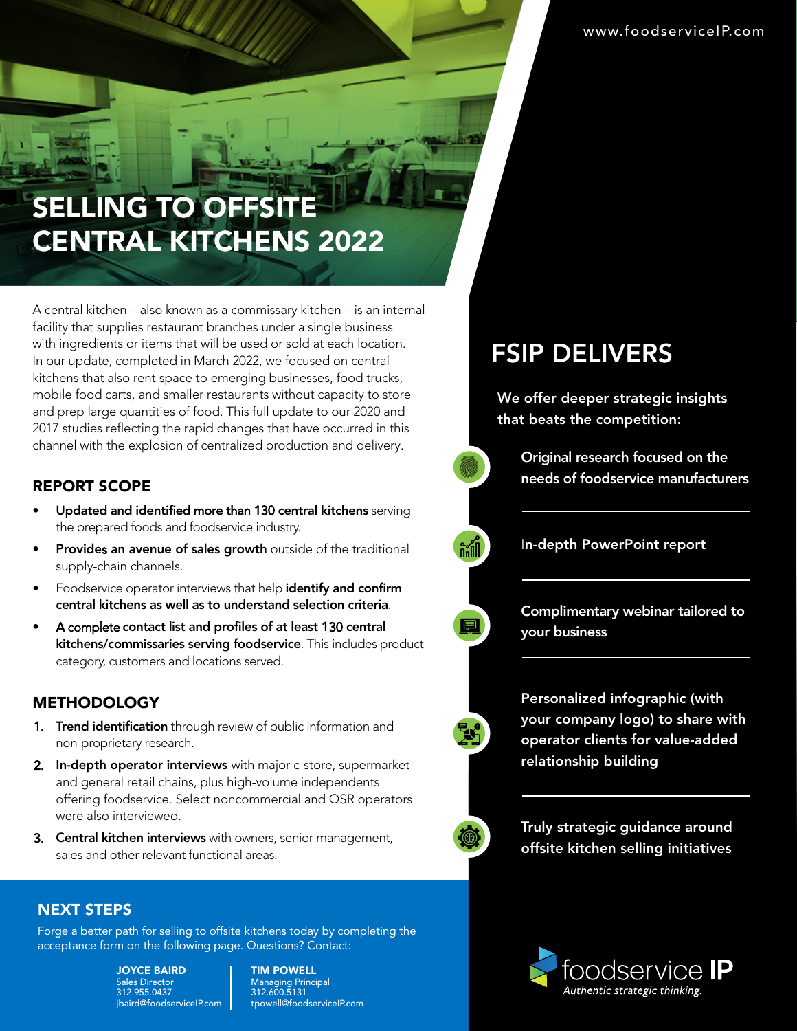www.foodserviceIP.com

# SELLING TO OFFSITE CENTRAL KITCHENS 2022

A central kitchen – also known as a commissary kitchen – is an internal facility that supplies restaurant branches under a single business with ingredients or items that will be used or sold at each location. In our update, completed in March 2022, we focused on central kitchens that also rent space to emerging businesses, food trucks, mobile food carts, and smaller restaurants without capacity to store and prep large quantities of food. This full update to our 2020 and 2017 studies reflecting the rapid changes that have occurred in this channel with the explosion of centralized production and delivery.

## REPORT SCOPE

- **Updated and identified more than 130 central kitchens** serving the prepared foods and foodservice industry.
- **Provides an avenue of sales growth** outside of the traditional supply-chain channels.
- Foodservice operator interviews that help **identify and confirm central kitchens as well as to understand selection criteria**.
- **A complete contact list and profiles of at least 130 central kitchens/commissaries serving foodservice**. This includes product category, customers and locations served.

## METHODOLOGY

1. **Trend identification** through review of public information and non-proprietary research.
2. **In-depth operator interviews** with major c-store, supermarket and general retail chains, plus high-volume independents offering foodservice. Select noncommercial and QSR operators were also interviewed.
3. **Central kitchen interviews** with owners, senior management, sales and other relevant functional areas.

## NEXT STEPS

Forge a better path for selling to offsite kitchens today by completing the acceptance form on the following page. Questions? Contact:

**JOYCE BAIRD**
Sales Director
312.955.0437
jbaird@foodserviceIP.com

**TIM POWELL**
Managing Principal
312.600.5131
tpowell@foodserviceIP.com

## FSIP DELIVERS

**We offer deeper strategic insights that beats the competition:**

- **Original research focused on the needs of foodservice manufacturers**
- **In-depth PowerPoint report**
- **Complimentary webinar tailored to your business**
- **Personalized infographic (with your company logo) to share with operator clients for value-added relationship building**
- **Truly strategic guidance around offsite kitchen selling initiatives**

foodservice IP
*Authentic strategic thinking.*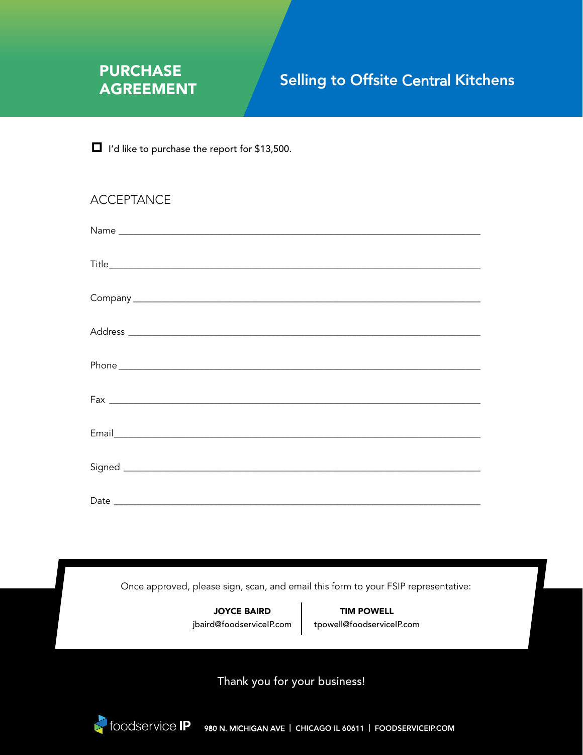# PURCHASE AGREEMENT

## Selling to Offsite Central Kitchens

☐ I'd like to purchase the report for $13,500.

## ACCEPTANCE

Name ______________________________________________

Title ______________________________________________

Company ______________________________________________

Address ______________________________________________

Phone ______________________________________________

Fax ______________________________________________

Email ______________________________________________

Signed ______________________________________________

Date ______________________________________________

Once approved, please sign, scan, and email this form to your FSIP representative:

**JOYCE BAIRD**
jbaird@foodserviceIP.com

**TIM POWELL**
tpowell@foodserviceIP.com

Thank you for your business!

foodservice **IP** 980 N. MICHIGAN AVE | CHICAGO IL 60611 | FOODSERVICEIP.COM